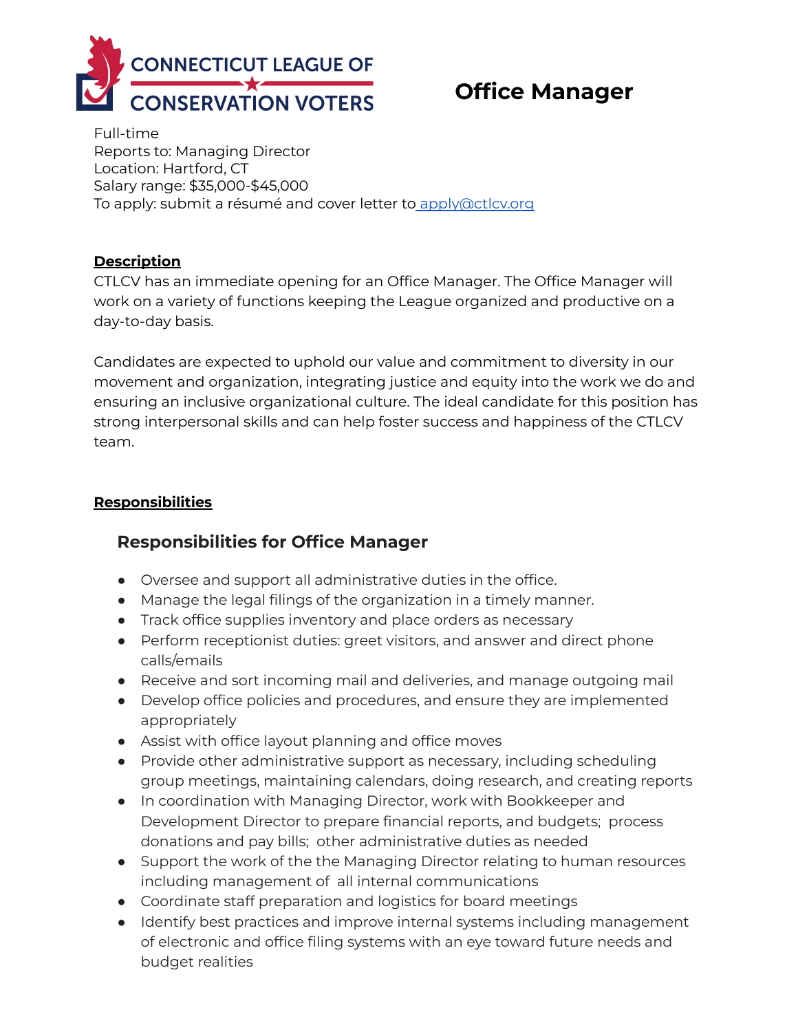CONNECTICUT LEAGUE OF CONSERVATION VOTERS

# Office Manager

Full-time
Reports to: Managing Director
Location: Hartford, CT
Salary range: $35,000-$45,000
To apply: submit a résumé and cover letter to apply@ctlcv.org

**Description**

CTLCV has an immediate opening for an Office Manager. The Office Manager will work on a variety of functions keeping the League organized and productive on a day-to-day basis.

Candidates are expected to uphold our value and commitment to diversity in our movement and organization, integrating justice and equity into the work we do and ensuring an inclusive organizational culture. The ideal candidate for this position has strong interpersonal skills and can help foster success and happiness of the CTLCV team.

**Responsibilities**

## Responsibilities for Office Manager

- Oversee and support all administrative duties in the office.
- Manage the legal filings of the organization in a timely manner.
- Track office supplies inventory and place orders as necessary
- Perform receptionist duties: greet visitors, and answer and direct phone calls/emails
- Receive and sort incoming mail and deliveries, and manage outgoing mail
- Develop office policies and procedures, and ensure they are implemented appropriately
- Assist with office layout planning and office moves
- Provide other administrative support as necessary, including scheduling group meetings, maintaining calendars, doing research, and creating reports
- In coordination with Managing Director, work with Bookkeeper and Development Director to prepare financial reports, and budgets; process donations and pay bills; other administrative duties as needed
- Support the work of the the Managing Director relating to human resources including management of all internal communications
- Coordinate staff preparation and logistics for board meetings
- Identify best practices and improve internal systems including management of electronic and office filing systems with an eye toward future needs and budget realities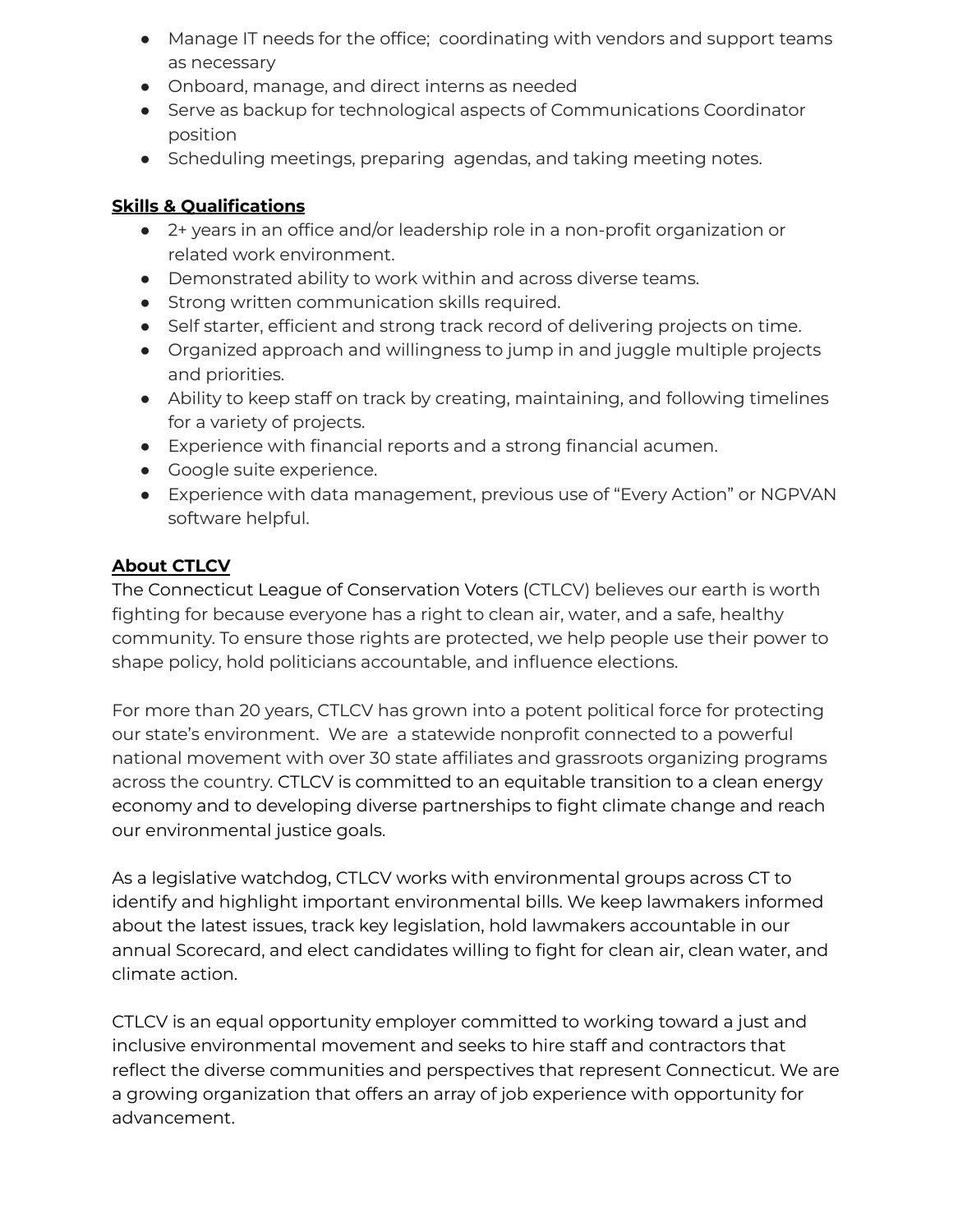- Manage IT needs for the office; coordinating with vendors and support teams as necessary
- Onboard, manage, and direct interns as needed
- Serve as backup for technological aspects of Communications Coordinator position
- Scheduling meetings, preparing agendas, and taking meeting notes.

## Skills & Qualifications

- 2+ years in an office and/or leadership role in a non-profit organization or related work environment.
- Demonstrated ability to work within and across diverse teams.
- Strong written communication skills required.
- Self starter, efficient and strong track record of delivering projects on time.
- Organized approach and willingness to jump in and juggle multiple projects and priorities.
- Ability to keep staff on track by creating, maintaining, and following timelines for a variety of projects.
- Experience with financial reports and a strong financial acumen.
- Google suite experience.
- Experience with data management, previous use of "Every Action" or NGPVAN software helpful.

## About CTLCV

The Connecticut League of Conservation Voters (CTLCV) believes our earth is worth fighting for because everyone has a right to clean air, water, and a safe, healthy community. To ensure those rights are protected, we help people use their power to shape policy, hold politicians accountable, and influence elections.

For more than 20 years, CTLCV has grown into a potent political force for protecting our state's environment. We are a statewide nonprofit connected to a powerful national movement with over 30 state affiliates and grassroots organizing programs across the country. CTLCV is committed to an equitable transition to a clean energy economy and to developing diverse partnerships to fight climate change and reach our environmental justice goals.

As a legislative watchdog, CTLCV works with environmental groups across CT to identify and highlight important environmental bills. We keep lawmakers informed about the latest issues, track key legislation, hold lawmakers accountable in our annual Scorecard, and elect candidates willing to fight for clean air, clean water, and climate action.

CTLCV is an equal opportunity employer committed to working toward a just and inclusive environmental movement and seeks to hire staff and contractors that reflect the diverse communities and perspectives that represent Connecticut. We are a growing organization that offers an array of job experience with opportunity for advancement.